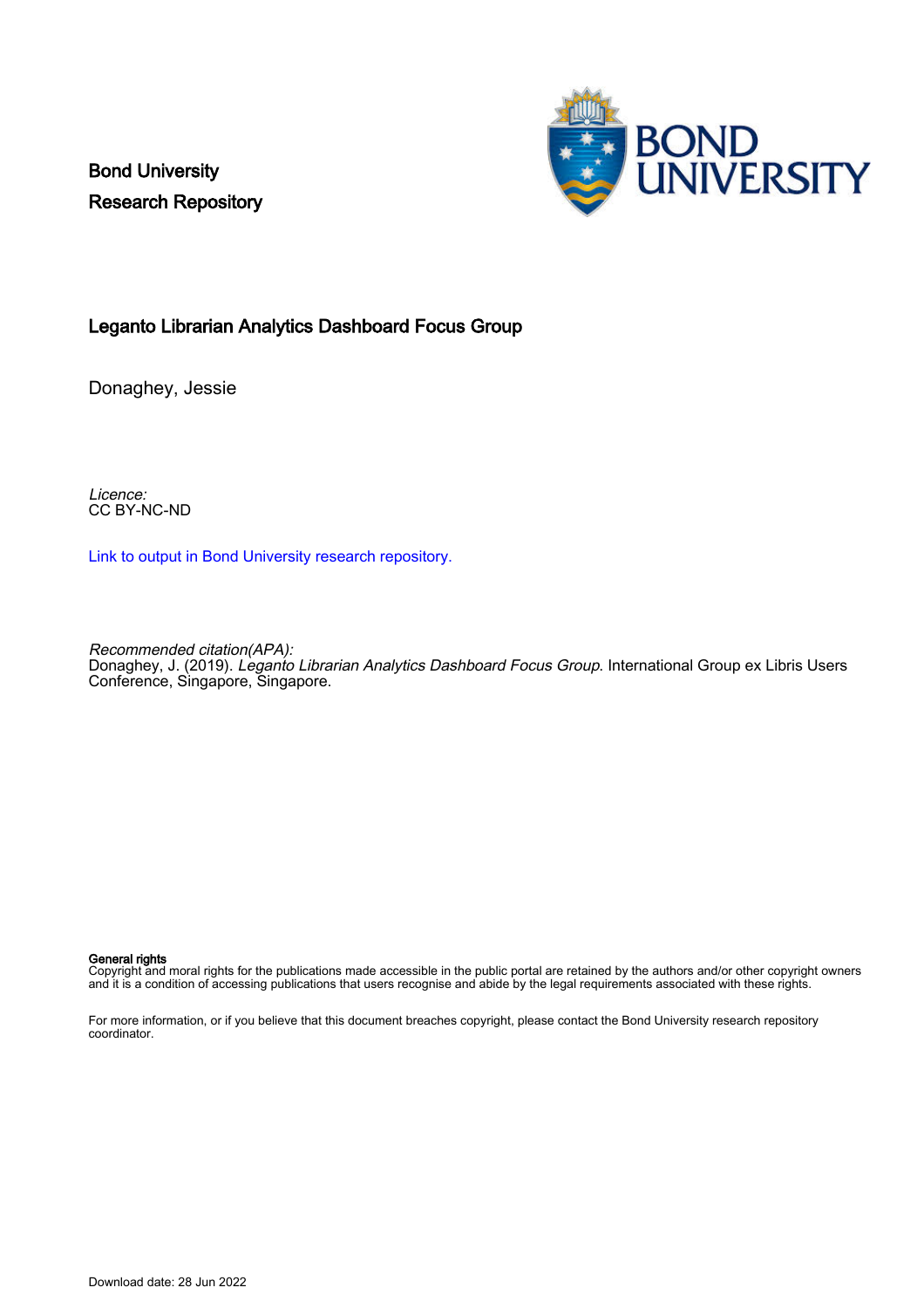Bond University
Research Repository

# Leganto Librarian Analytics Dashboard Focus Group

Donaghey, Jessie

*Licence:*
CC BY-NC-ND

[Link to output in Bond University research repository.]

*Recommended citation(APA):*
Donaghey, J. (2019). *Leganto Librarian Analytics Dashboard Focus Group.* International Group ex Libris Users Conference, Singapore, Singapore.

**General rights**
Copyright and moral rights for the publications made accessible in the public portal are retained by the authors and/or other copyright owners and it is a condition of accessing publications that users recognise and abide by the legal requirements associated with these rights.

For more information, or if you believe that this document breaches copyright, please contact the Bond University research repository coordinator.

Download date: 28 Jun 2022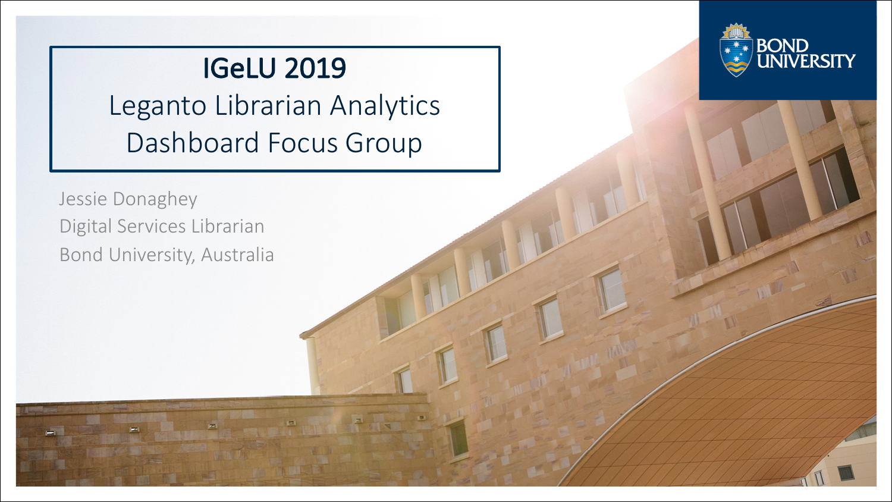# IGeLU 2019

## Leganto Librarian Analytics Dashboard Focus Group

Jessie Donaghey

Digital Services Librarian

Bond University, Australia

BOND UNIVERSITY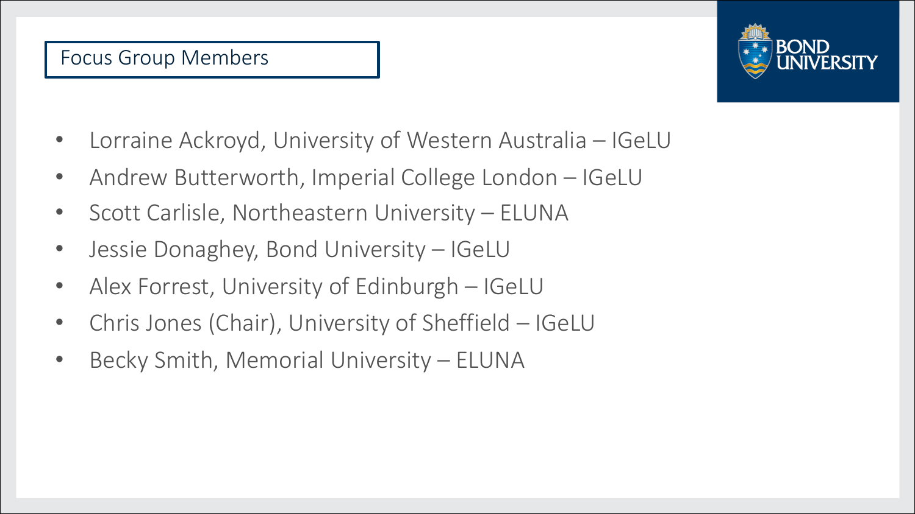## Focus Group Members

- Lorraine Ackroyd, University of Western Australia – IGeLU
- Andrew Butterworth, Imperial College London – IGeLU
- Scott Carlisle, Northeastern University – ELUNA
- Jessie Donaghey, Bond University – IGeLU
- Alex Forrest, University of Edinburgh – IGeLU
- Chris Jones (Chair), University of Sheffield – IGeLU
- Becky Smith, Memorial University – ELUNA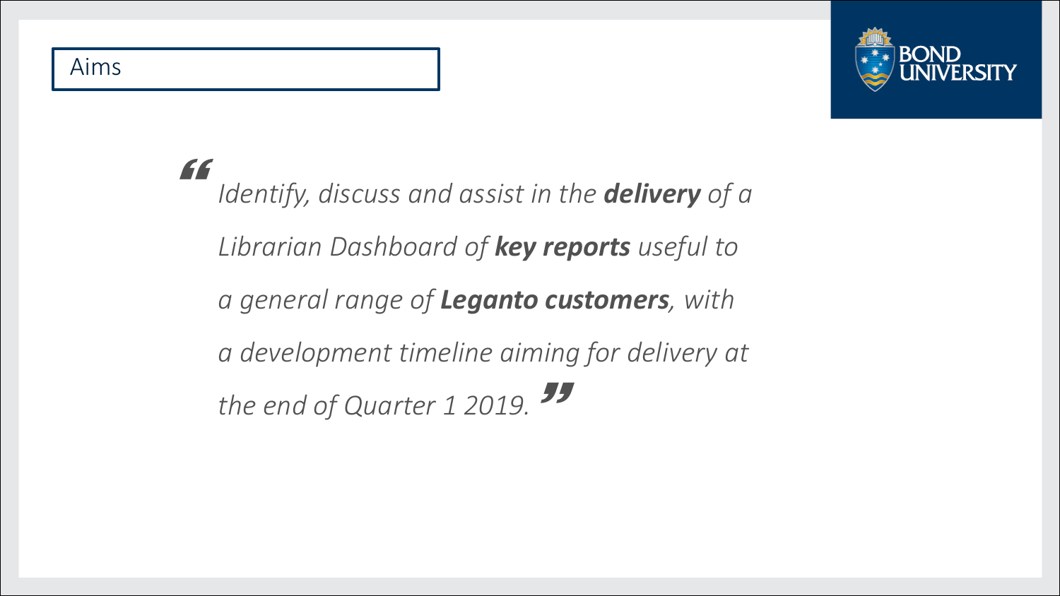## Aims

> *Identify, discuss and assist in the **delivery** of a Librarian Dashboard of **key reports** useful to a general range of **Leganto customers**, with a development timeline aiming for delivery at the end of Quarter 1 2019.*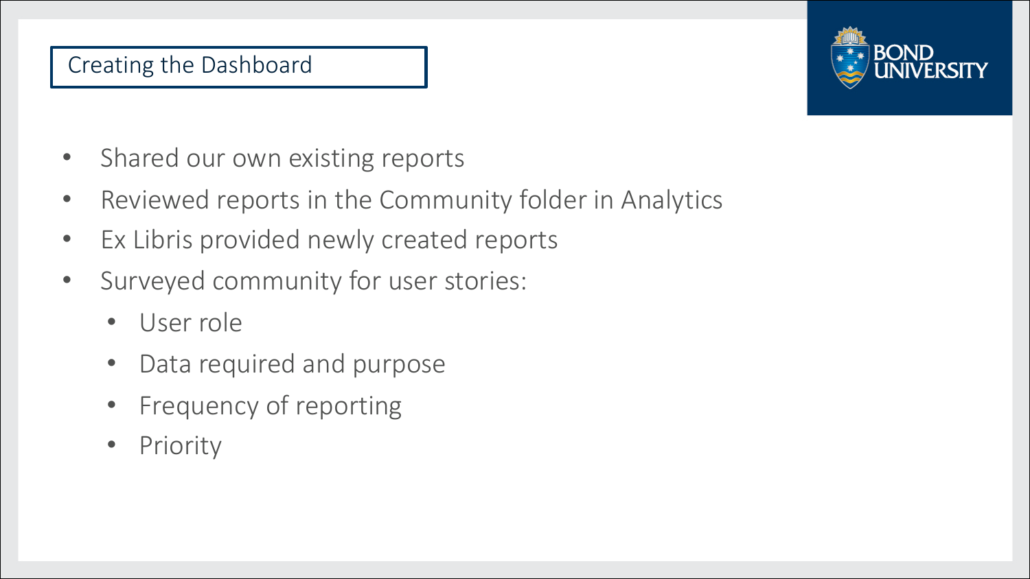## Creating the Dashboard

- Shared our own existing reports
- Reviewed reports in the Community folder in Analytics
- Ex Libris provided newly created reports
- Surveyed community for user stories:
  - User role
  - Data required and purpose
  - Frequency of reporting
  - Priority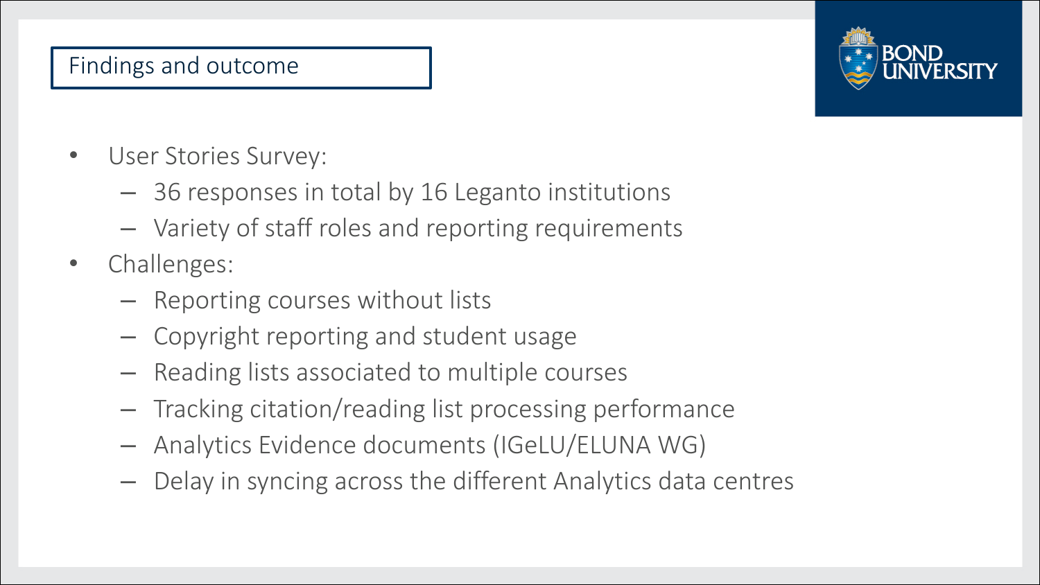## Findings and outcome

- User Stories Survey:
  - 36 responses in total by 16 Leganto institutions
  - Variety of staff roles and reporting requirements
- Challenges:
  - Reporting courses without lists
  - Copyright reporting and student usage
  - Reading lists associated to multiple courses
  - Tracking citation/reading list processing performance
  - Analytics Evidence documents (IGeLU/ELUNA WG)
  - Delay in syncing across the different Analytics data centres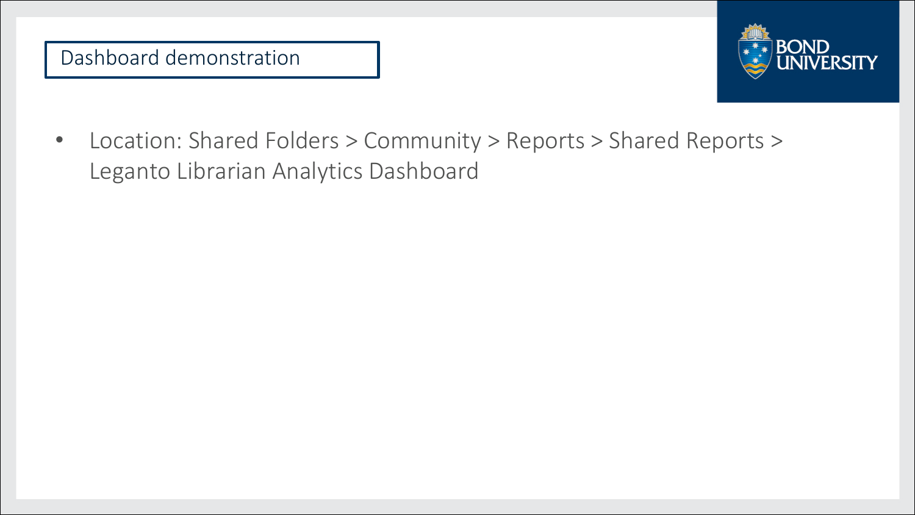# Dashboard demonstration

- Location: Shared Folders > Community > Reports > Shared Reports > Leganto Librarian Analytics Dashboard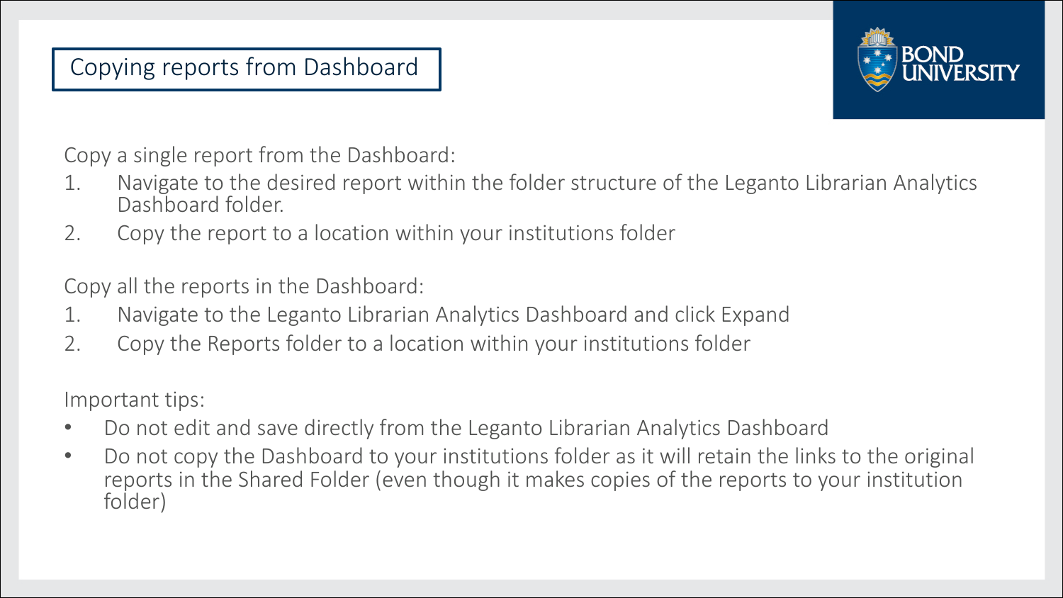# Copying reports from Dashboard

Copy a single report from the Dashboard:

1. Navigate to the desired report within the folder structure of the Leganto Librarian Analytics Dashboard folder.
2. Copy the report to a location within your institutions folder

Copy all the reports in the Dashboard:

1. Navigate to the Leganto Librarian Analytics Dashboard and click Expand
2. Copy the Reports folder to a location within your institutions folder

Important tips:

- Do not edit and save directly from the Leganto Librarian Analytics Dashboard
- Do not copy the Dashboard to your institutions folder as it will retain the links to the original reports in the Shared Folder (even though it makes copies of the reports to your institution folder)